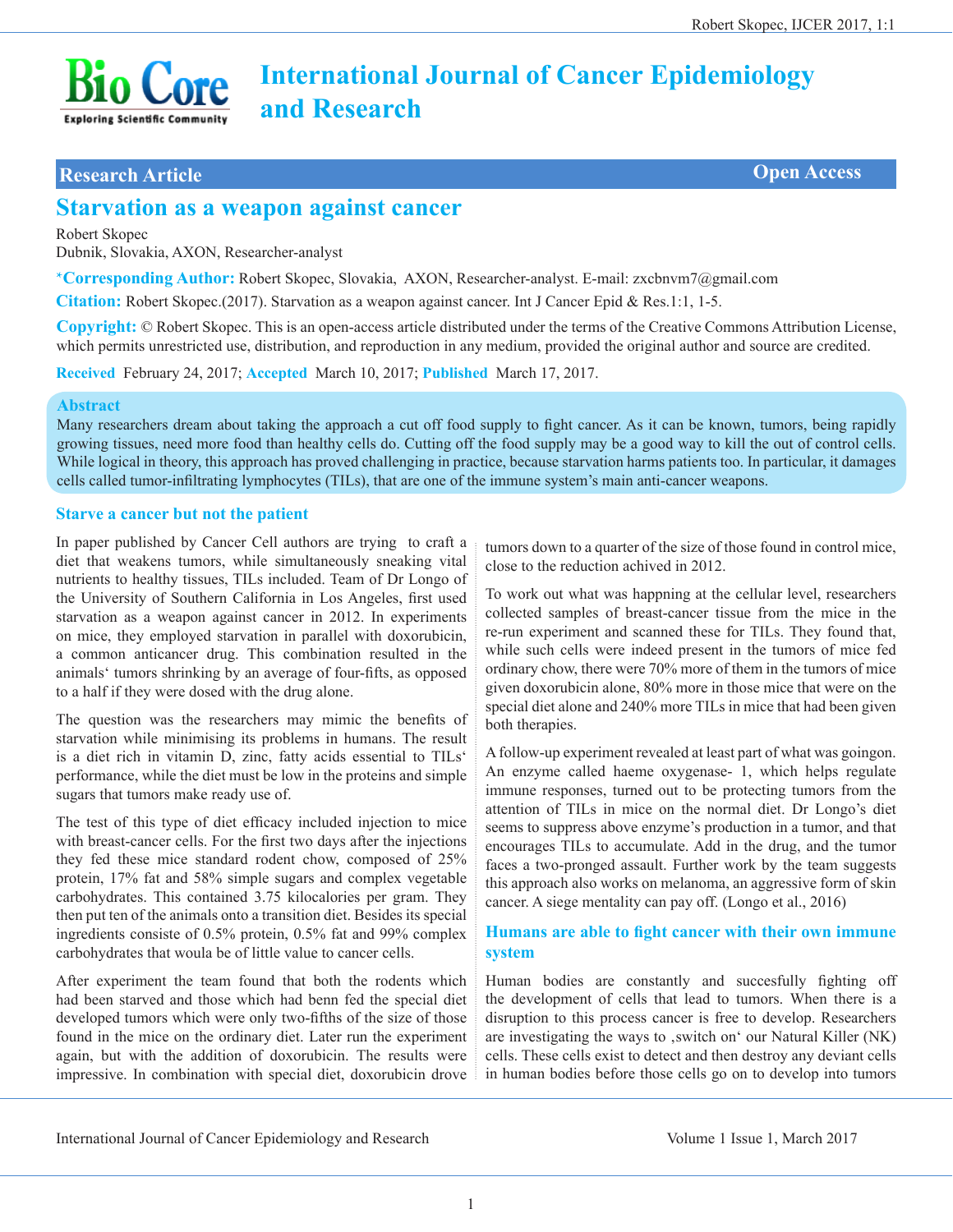# International Journal of Cancer Epidemiology and Research

**Research Article** | **Open Access**

## Starvation as a weapon against cancer

Robert Skopec

Dubnik, Slovakia, AXON, Researcher-analyst

***Corresponding Author:** Robert Skopec, Slovakia, AXON, Researcher-analyst. E-mail: zxcbnvm7@gmail.com

**Citation:** Robert Skopec.(2017). Starvation as a weapon against cancer. Int J Cancer Epid & Res.1:1, 1-5.

**Copyright:** © Robert Skopec. This is an open-access article distributed under the terms of the Creative Commons Attribution License, which permits unrestricted use, distribution, and reproduction in any medium, provided the original author and source are credited.

**Received** February 24, 2017; **Accepted** March 10, 2017; **Published** March 17, 2017.

### Abstract

Many researchers dream about taking the approach a cut off food supply to fight cancer. As it can be known, tumors, being rapidly growing tissues, need more food than healthy cells do. Cutting off the food supply may be a good way to kill the out of control cells. While logical in theory, this approach has proved challenging in practice, because starvation harms patients too. In particular, it damages cells called tumor-infiltrating lymphocytes (TILs), that are one of the immune system's main anti-cancer weapons.

### Starve a cancer but not the patient

In paper published by Cancer Cell authors are trying to craft a diet that weakens tumors, while simultaneously sneaking vital nutrients to healthy tissues, TILs included. Team of Dr Longo of the University of Southern California in Los Angeles, first used starvation as a weapon against cancer in 2012. In experiments on mice, they employed starvation in parallel with doxorubicin, a common anticancer drug. This combination resulted in the animals' tumors shrinking by an average of four-fifts, as opposed to a half if they were dosed with the drug alone.

The question was the researchers may mimic the benefits of starvation while minimising its problems in humans. The result is a diet rich in vitamin D, zinc, fatty acids essential to TILs' performance, while the diet must be low in the proteins and simple sugars that tumors make ready use of.

The test of this type of diet efficacy included injection to mice with breast-cancer cells. For the first two days after the injections they fed these mice standard rodent chow, composed of 25% protein, 17% fat and 58% simple sugars and complex vegetable carbohydrates. This contained 3.75 kilocalories per gram. They then put ten of the animals onto a transition diet. Besides its special ingredients consiste of 0.5% protein, 0.5% fat and 99% complex carbohydrates that woula be of little value to cancer cells.

After experiment the team found that both the rodents which had been starved and those which had benn fed the special diet developed tumors which were only two-fifths of the size of those found in the mice on the ordinary diet. Later run the experiment again, but with the addition of doxorubicin. The results were impressive. In combination with special diet, doxorubicin drove tumors down to a quarter of the size of those found in control mice, close to the reduction achived in 2012.

To work out what was happning at the cellular level, researchers collected samples of breast-cancer tissue from the mice in the re-run experiment and scanned these for TILs. They found that, while such cells were indeed present in the tumors of mice fed ordinary chow, there were 70% more of them in the tumors of mice given doxorubicin alone, 80% more in those mice that were on the special diet alone and 240% more TILs in mice that had been given both therapies.

A follow-up experiment revealed at least part of what was goingon. An enzyme called haeme oxygenase- 1, which helps regulate immune responses, turned out to be protecting tumors from the attention of TILs in mice on the normal diet. Dr Longo's diet seems to suppress above enzyme's production in a tumor, and that encourages TILs to accumulate. Add in the drug, and the tumor faces a two-pronged assault. Further work by the team suggests this approach also works on melanoma, an aggressive form of skin cancer. A siege mentality can pay off. (Longo et al., 2016)

### Humans are able to fight cancer with their own immune system

Human bodies are constantly and succesfully fighting off the development of cells that lead to tumors. When there is a disruption to this process cancer is free to develop. Researchers are investigating the ways to ‚switch on' our Natural Killer (NK) cells. These cells exist to detect and then destroy any deviant cells in human bodies before those cells go on to develop into tumors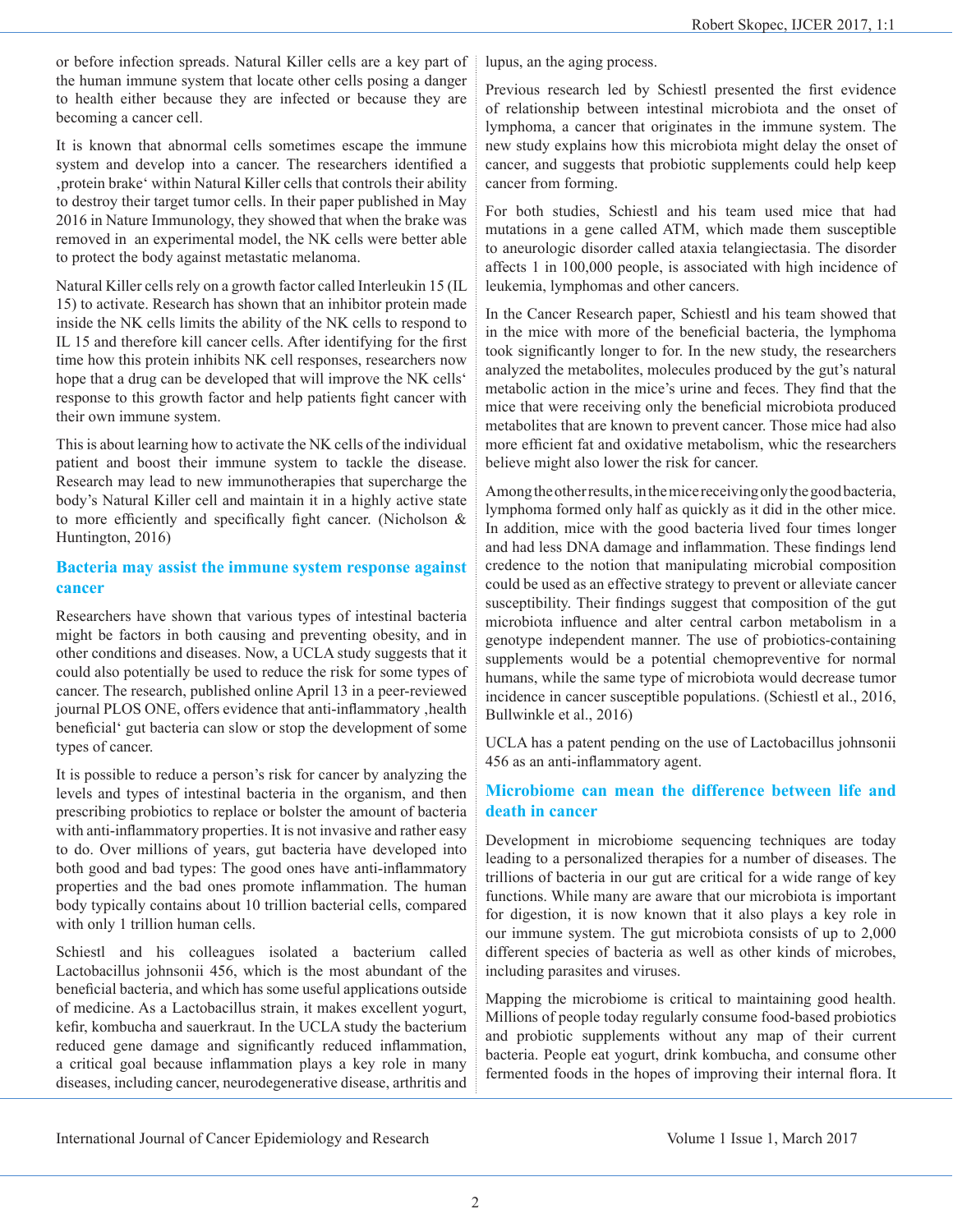or before infection spreads. Natural Killer cells are a key part of the human immune system that locate other cells posing a danger to health either because they are infected or because they are becoming a cancer cell.

It is known that abnormal cells sometimes escape the immune system and develop into a cancer. The researchers identified a ‚protein brake‘ within Natural Killer cells that controls their ability to destroy their target tumor cells. In their paper published in May 2016 in Nature Immunology, they showed that when the brake was removed in an experimental model, the NK cells were better able to protect the body against metastatic melanoma.

Natural Killer cells rely on a growth factor called Interleukin 15 (IL 15) to activate. Research has shown that an inhibitor protein made inside the NK cells limits the ability of the NK cells to respond to IL 15 and therefore kill cancer cells. After identifying for the first time how this protein inhibits NK cell responses, researchers now hope that a drug can be developed that will improve the NK cells‘ response to this growth factor and help patients fight cancer with their own immune system.

This is about learning how to activate the NK cells of the individual patient and boost their immune system to tackle the disease. Research may lead to new immunotherapies that supercharge the body's Natural Killer cell and maintain it in a highly active state to more efficiently and specifically fight cancer. (Nicholson & Huntington, 2016)

## Bacteria may assist the immune system response against cancer

Researchers have shown that various types of intestinal bacteria might be factors in both causing and preventing obesity, and in other conditions and diseases. Now, a UCLA study suggests that it could also potentially be used to reduce the risk for some types of cancer. The research, published online April 13 in a peer-reviewed journal PLOS ONE, offers evidence that anti-inflammatory ‚health beneficial‘ gut bacteria can slow or stop the development of some types of cancer.

It is possible to reduce a person's risk for cancer by analyzing the levels and types of intestinal bacteria in the organism, and then prescribing probiotics to replace or bolster the amount of bacteria with anti-inflammatory properties. It is not invasive and rather easy to do. Over millions of years, gut bacteria have developed into both good and bad types: The good ones have anti-inflammatory properties and the bad ones promote inflammation. The human body typically contains about 10 trillion bacterial cells, compared with only 1 trillion human cells.

Schiestl and his colleagues isolated a bacterium called Lactobacillus johnsonii 456, which is the most abundant of the beneficial bacteria, and which has some useful applications outside of medicine. As a Lactobacillus strain, it makes excellent yogurt, kefir, kombucha and sauerkraut. In the UCLA study the bacterium reduced gene damage and significantly reduced inflammation, a critical goal because inflammation plays a key role in many diseases, including cancer, neurodegenerative disease, arthritis and lupus, an the aging process.

Previous research led by Schiestl presented the first evidence of relationship between intestinal microbiota and the onset of lymphoma, a cancer that originates in the immune system. The new study explains how this microbiota might delay the onset of cancer, and suggests that probiotic supplements could help keep cancer from forming.

For both studies, Schiestl and his team used mice that had mutations in a gene called ATM, which made them susceptible to aneurologic disorder called ataxia telangiectasia. The disorder affects 1 in 100,000 people, is associated with high incidence of leukemia, lymphomas and other cancers.

In the Cancer Research paper, Schiestl and his team showed that in the mice with more of the beneficial bacteria, the lymphoma took significantly longer to for. In the new study, the researchers analyzed the metabolites, molecules produced by the gut's natural metabolic action in the mice's urine and feces. They find that the mice that were receiving only the beneficial microbiota produced metabolites that are known to prevent cancer. Those mice had also more efficient fat and oxidative metabolism, whic the researchers believe might also lower the risk for cancer.

Among the other results, in the mice receiving only the good bacteria, lymphoma formed only half as quickly as it did in the other mice. In addition, mice with the good bacteria lived four times longer and had less DNA damage and inflammation. These findings lend credence to the notion that manipulating microbial composition could be used as an effective strategy to prevent or alleviate cancer susceptibility. Their findings suggest that composition of the gut microbiota influence and alter central carbon metabolism in a genotype independent manner. The use of probiotics-containing supplements would be a potential chemopreventive for normal humans, while the same type of microbiota would decrease tumor incidence in cancer susceptible populations. (Schiestl et al., 2016, Bullwinkle et al., 2016)

UCLA has a patent pending on the use of Lactobacillus johnsonii 456 as an anti-inflammatory agent.

## Microbiome can mean the difference between life and death in cancer

Development in microbiome sequencing techniques are today leading to a personalized therapies for a number of diseases. The trillions of bacteria in our gut are critical for a wide range of key functions. While many are aware that our microbiota is important for digestion, it is now known that it also plays a key role in our immune system. The gut microbiota consists of up to 2,000 different species of bacteria as well as other kinds of microbes, including parasites and viruses.

Mapping the microbiome is critical to maintaining good health. Millions of people today regularly consume food-based probiotics and probiotic supplements without any map of their current bacteria. People eat yogurt, drink kombucha, and consume other fermented foods in the hopes of improving their internal flora. It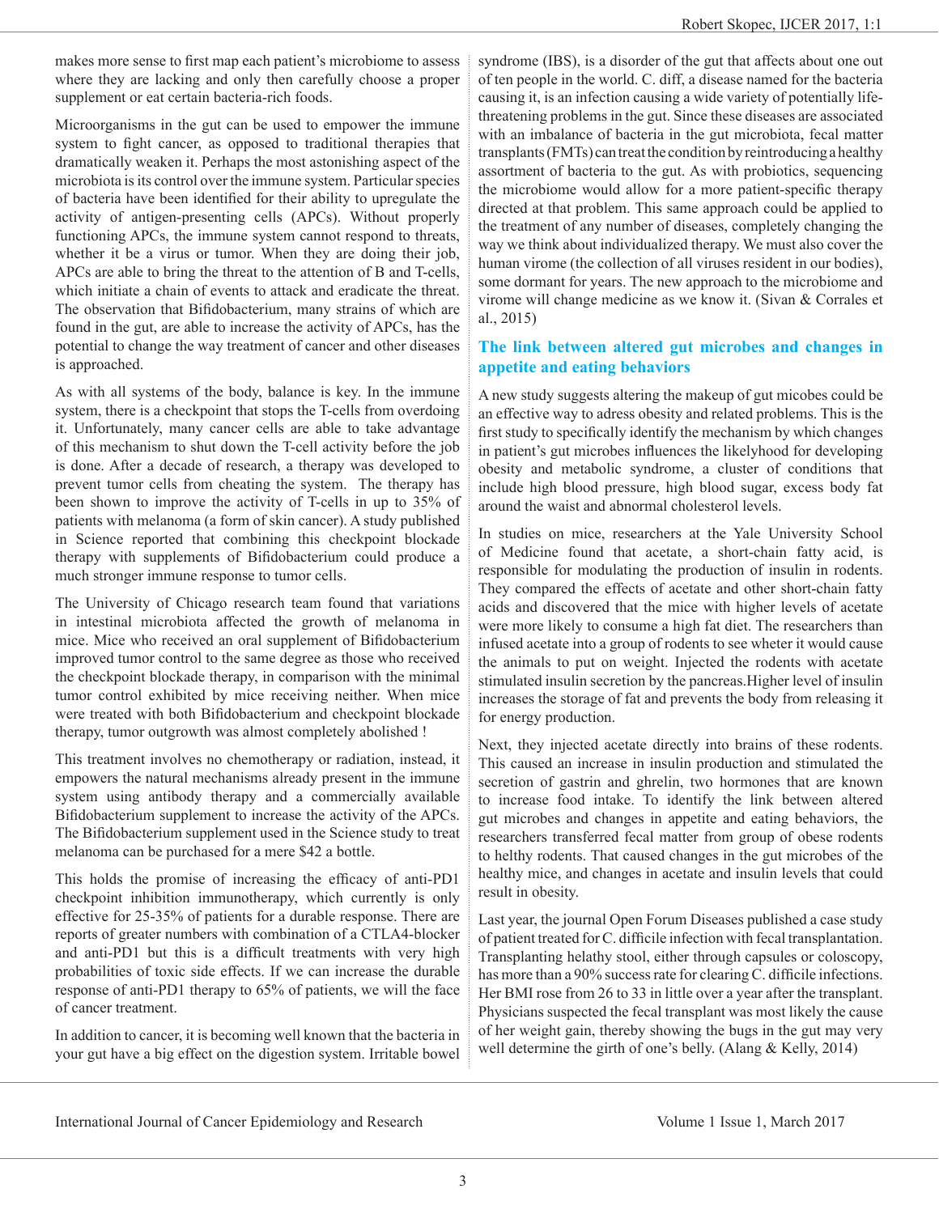makes more sense to first map each patient's microbiome to assess where they are lacking and only then carefully choose a proper supplement or eat certain bacteria-rich foods.

Microorganisms in the gut can be used to empower the immune system to fight cancer, as opposed to traditional therapies that dramatically weaken it. Perhaps the most astonishing aspect of the microbiota is its control over the immune system. Particular species of bacteria have been identified for their ability to upregulate the activity of antigen-presenting cells (APCs). Without properly functioning APCs, the immune system cannot respond to threats, whether it be a virus or tumor. When they are doing their job, APCs are able to bring the threat to the attention of B and T-cells, which initiate a chain of events to attack and eradicate the threat. The observation that Bifidobacterium, many strains of which are found in the gut, are able to increase the activity of APCs, has the potential to change the way treatment of cancer and other diseases is approached.

As with all systems of the body, balance is key. In the immune system, there is a checkpoint that stops the T-cells from overdoing it. Unfortunately, many cancer cells are able to take advantage of this mechanism to shut down the T-cell activity before the job is done. After a decade of research, a therapy was developed to prevent tumor cells from cheating the system. The therapy has been shown to improve the activity of T-cells in up to 35% of patients with melanoma (a form of skin cancer). A study published in Science reported that combining this checkpoint blockade therapy with supplements of Bifidobacterium could produce a much stronger immune response to tumor cells.

The University of Chicago research team found that variations in intestinal microbiota affected the growth of melanoma in mice. Mice who received an oral supplement of Bifidobacterium improved tumor control to the same degree as those who received the checkpoint blockade therapy, in comparison with the minimal tumor control exhibited by mice receiving neither. When mice were treated with both Bifidobacterium and checkpoint blockade therapy, tumor outgrowth was almost completely abolished !

This treatment involves no chemotherapy or radiation, instead, it empowers the natural mechanisms already present in the immune system using antibody therapy and a commercially available Bifidobacterium supplement to increase the activity of the APCs. The Bifidobacterium supplement used in the Science study to treat melanoma can be purchased for a mere $42 a bottle.

This holds the promise of increasing the efficacy of anti-PD1 checkpoint inhibition immunotherapy, which currently is only effective for 25-35% of patients for a durable response. There are reports of greater numbers with combination of a CTLA4-blocker and anti-PD1 but this is a difficult treatments with very high probabilities of toxic side effects. If we can increase the durable response of anti-PD1 therapy to 65% of patients, we will the face of cancer treatment.

In addition to cancer, it is becoming well known that the bacteria in your gut have a big effect on the digestion system. Irritable bowel syndrome (IBS), is a disorder of the gut that affects about one out of ten people in the world. C. diff, a disease named for the bacteria causing it, is an infection causing a wide variety of potentially life-threatening problems in the gut. Since these diseases are associated with an imbalance of bacteria in the gut microbiota, fecal matter transplants (FMTs) can treat the condition by reintroducing a healthy assortment of bacteria to the gut. As with probiotics, sequencing the microbiome would allow for a more patient-specific therapy directed at that problem. This same approach could be applied to the treatment of any number of diseases, completely changing the way we think about individualized therapy. We must also cover the human virome (the collection of all viruses resident in our bodies), some dormant for years. The new approach to the microbiome and virome will change medicine as we know it. (Sivan & Corrales et al., 2015)

## The link between altered gut microbes and changes in appetite and eating behaviors

A new study suggests altering the makeup of gut micobes could be an effective way to adress obesity and related problems. This is the first study to specifically identify the mechanism by which changes in patient's gut microbes influences the likelyhood for developing obesity and metabolic syndrome, a cluster of conditions that include high blood pressure, high blood sugar, excess body fat around the waist and abnormal cholesterol levels.

In studies on mice, researchers at the Yale University School of Medicine found that acetate, a short-chain fatty acid, is responsible for modulating the production of insulin in rodents. They compared the effects of acetate and other short-chain fatty acids and discovered that the mice with higher levels of acetate were more likely to consume a high fat diet. The researchers than infused acetate into a group of rodents to see wheter it would cause the animals to put on weight. Injected the rodents with acetate stimulated insulin secretion by the pancreas.Higher level of insulin increases the storage of fat and prevents the body from releasing it for energy production.

Next, they injected acetate directly into brains of these rodents. This caused an increase in insulin production and stimulated the secretion of gastrin and ghrelin, two hormones that are known to increase food intake. To identify the link between altered gut microbes and changes in appetite and eating behaviors, the researchers transferred fecal matter from group of obese rodents to helthy rodents. That caused changes in the gut microbes of the healthy mice, and changes in acetate and insulin levels that could result in obesity.

Last year, the journal Open Forum Diseases published a case study of patient treated for C. difficile infection with fecal transplantation. Transplanting helathy stool, either through capsules or coloscopy, has more than a 90% success rate for clearing C. difficile infections. Her BMI rose from 26 to 33 in little over a year after the transplant. Physicians suspected the fecal transplant was most likely the cause of her weight gain, thereby showing the bugs in the gut may very well determine the girth of one's belly. (Alang & Kelly, 2014)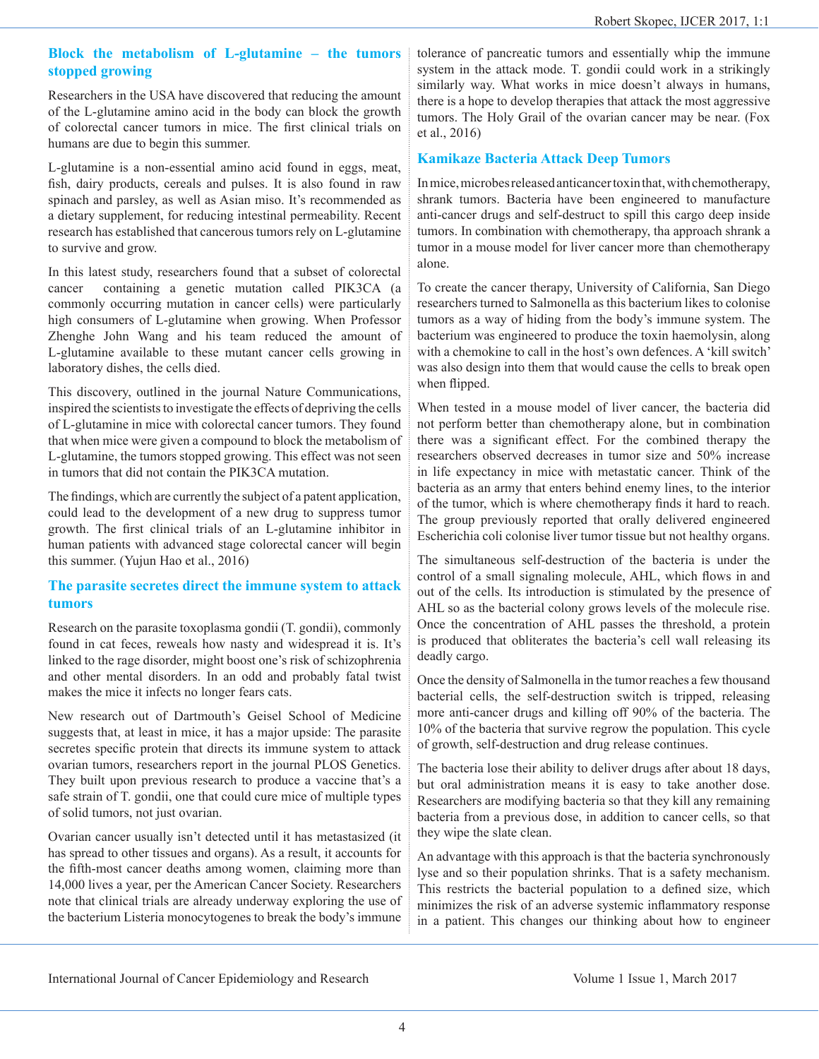## Block the metabolism of L-glutamine – the tumors stopped growing

Researchers in the USA have discovered that reducing the amount of the L-glutamine amino acid in the body can block the growth of colorectal cancer tumors in mice. The first clinical trials on humans are due to begin this summer.

L-glutamine is a non-essential amino acid found in eggs, meat, fish, dairy products, cereals and pulses. It is also found in raw spinach and parsley, as well as Asian miso. It's recommended as a dietary supplement, for reducing intestinal permeability. Recent research has established that cancerous tumors rely on L-glutamine to survive and grow.

In this latest study, researchers found that a subset of colorectal cancer containing a genetic mutation called PIK3CA (a commonly occurring mutation in cancer cells) were particularly high consumers of L-glutamine when growing. When Professor Zhenghe John Wang and his team reduced the amount of L-glutamine available to these mutant cancer cells growing in laboratory dishes, the cells died.

This discovery, outlined in the journal Nature Communications, inspired the scientists to investigate the effects of depriving the cells of L-glutamine in mice with colorectal cancer tumors. They found that when mice were given a compound to block the metabolism of L-glutamine, the tumors stopped growing. This effect was not seen in tumors that did not contain the PIK3CA mutation.

The findings, which are currently the subject of a patent application, could lead to the development of a new drug to suppress tumor growth. The first clinical trials of an L-glutamine inhibitor in human patients with advanced stage colorectal cancer will begin this summer. (Yujun Hao et al., 2016)

## The parasite secretes direct the immune system to attack tumors

Research on the parasite toxoplasma gondii (T. gondii), commonly found in cat feces, reweals how nasty and widespread it is. It's linked to the rage disorder, might boost one's risk of schizophrenia and other mental disorders. In an odd and probably fatal twist makes the mice it infects no longer fears cats.

New research out of Dartmouth's Geisel School of Medicine suggests that, at least in mice, it has a major upside: The parasite secretes specific protein that directs its immune system to attack ovarian tumors, researchers report in the journal PLOS Genetics. They built upon previous research to produce a vaccine that's a safe strain of T. gondii, one that could cure mice of multiple types of solid tumors, not just ovarian.

Ovarian cancer usually isn't detected until it has metastasized (it has spread to other tissues and organs). As a result, it accounts for the fifth-most cancer deaths among women, claiming more than 14,000 lives a year, per the American Cancer Society. Researchers note that clinical trials are already underway exploring the use of the bacterium Listeria monocytogenes to break the body's immune tolerance of pancreatic tumors and essentially whip the immune system in the attack mode. T. gondii could work in a strikingly similarly way. What works in mice doesn't always in humans, there is a hope to develop therapies that attack the most aggressive tumors. The Holy Grail of the ovarian cancer may be near. (Fox et al., 2016)

## Kamikaze Bacteria Attack Deep Tumors

In mice, microbes released anticancer toxin that, with chemotherapy, shrank tumors. Bacteria have been engineered to manufacture anti-cancer drugs and self-destruct to spill this cargo deep inside tumors. In combination with chemotherapy, tha approach shrank a tumor in a mouse model for liver cancer more than chemotherapy alone.

To create the cancer therapy, University of California, San Diego researchers turned to Salmonella as this bacterium likes to colonise tumors as a way of hiding from the body's immune system. The bacterium was engineered to produce the toxin haemolysin, along with a chemokine to call in the host's own defences. A 'kill switch' was also design into them that would cause the cells to break open when flipped.

When tested in a mouse model of liver cancer, the bacteria did not perform better than chemotherapy alone, but in combination there was a significant effect. For the combined therapy the researchers observed decreases in tumor size and 50% increase in life expectancy in mice with metastatic cancer. Think of the bacteria as an army that enters behind enemy lines, to the interior of the tumor, which is where chemotherapy finds it hard to reach. The group previously reported that orally delivered engineered Escherichia coli colonise liver tumor tissue but not healthy organs.

The simultaneous self-destruction of the bacteria is under the control of a small signaling molecule, AHL, which flows in and out of the cells. Its introduction is stimulated by the presence of AHL so as the bacterial colony grows levels of the molecule rise. Once the concentration of AHL passes the threshold, a protein is produced that obliterates the bacteria's cell wall releasing its deadly cargo.

Once the density of Salmonella in the tumor reaches a few thousand bacterial cells, the self-destruction switch is tripped, releasing more anti-cancer drugs and killing off 90% of the bacteria. The 10% of the bacteria that survive regrow the population. This cycle of growth, self-destruction and drug release continues.

The bacteria lose their ability to deliver drugs after about 18 days, but oral administration means it is easy to take another dose. Researchers are modifying bacteria so that they kill any remaining bacteria from a previous dose, in addition to cancer cells, so that they wipe the slate clean.

An advantage with this approach is that the bacteria synchronously lyse and so their population shrinks. That is a safety mechanism. This restricts the bacterial population to a defined size, which minimizes the risk of an adverse systemic inflammatory response in a patient. This changes our thinking about how to engineer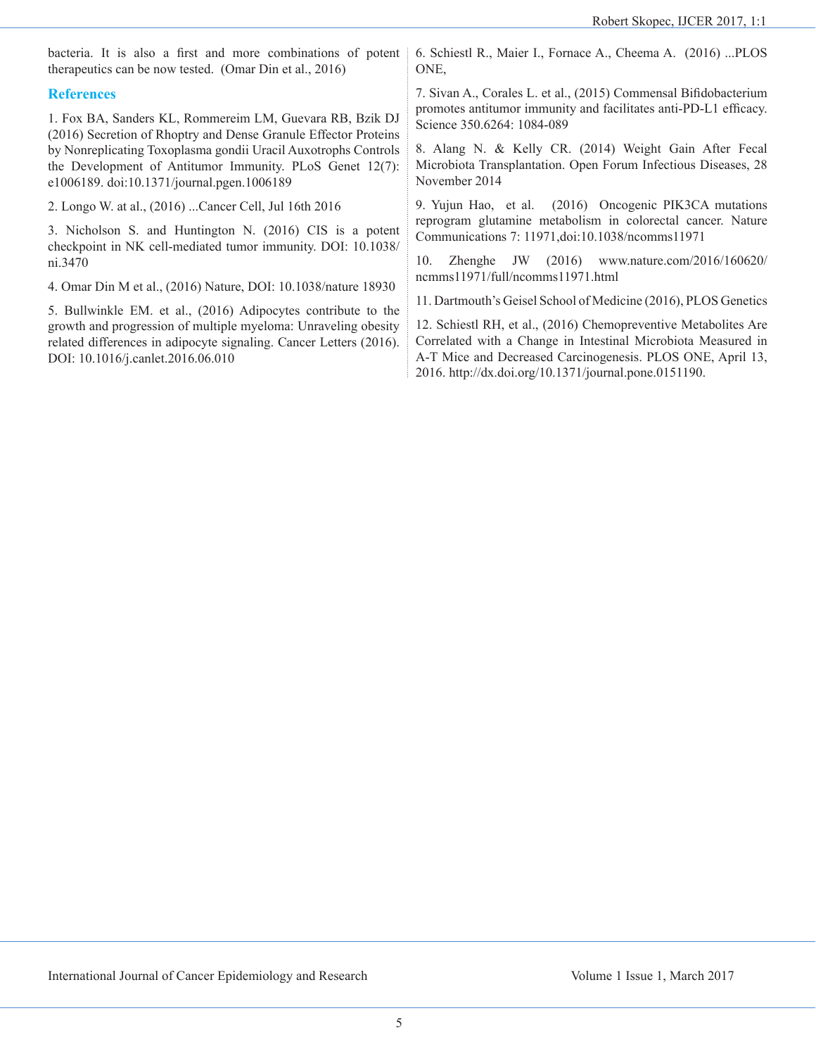bacteria. It is also a first and more combinations of potent therapeutics can be now tested. (Omar Din et al., 2016)

## References

1. Fox BA, Sanders KL, Rommereim LM, Guevara RB, Bzik DJ (2016) Secretion of Rhoptry and Dense Granule Effector Proteins by Nonreplicating Toxoplasma gondii Uracil Auxotrophs Controls the Development of Antitumor Immunity. PLoS Genet 12(7): e1006189. doi:10.1371/journal.pgen.1006189

2. Longo W. at al., (2016) ...Cancer Cell, Jul 16th 2016

3. Nicholson S. and Huntington N. (2016) CIS is a potent checkpoint in NK cell-mediated tumor immunity. DOI: 10.1038/ni.3470

4. Omar Din M et al., (2016) Nature, DOI: 10.1038/nature 18930

5. Bullwinkle EM. et al., (2016) Adipocytes contribute to the growth and progression of multiple myeloma: Unraveling obesity related differences in adipocyte signaling. Cancer Letters (2016). DOI: 10.1016/j.canlet.2016.06.010

6. Schiestl R., Maier I., Fornace A., Cheema A. (2016) ...PLOS ONE,

7. Sivan A., Corales L. et al., (2015) Commensal Bifidobacterium promotes antitumor immunity and facilitates anti-PD-L1 efficacy. Science 350.6264: 1084-089

8. Alang N. & Kelly CR. (2014) Weight Gain After Fecal Microbiota Transplantation. Open Forum Infectious Diseases, 28 November 2014

9. Yujun Hao, et al. (2016) Oncogenic PIK3CA mutations reprogram glutamine metabolism in colorectal cancer. Nature Communications 7: 11971,doi:10.1038/ncomms11971

10. Zhenghe JW (2016) www.nature.com/2016/160620/ncmms11971/full/ncomms11971.html

11. Dartmouth's Geisel School of Medicine (2016), PLOS Genetics

12. Schiestl RH, et al., (2016) Chemopreventive Metabolites Are Correlated with a Change in Intestinal Microbiota Measured in A-T Mice and Decreased Carcinogenesis. PLOS ONE, April 13, 2016. http://dx.doi.org/10.1371/journal.pone.0151190.